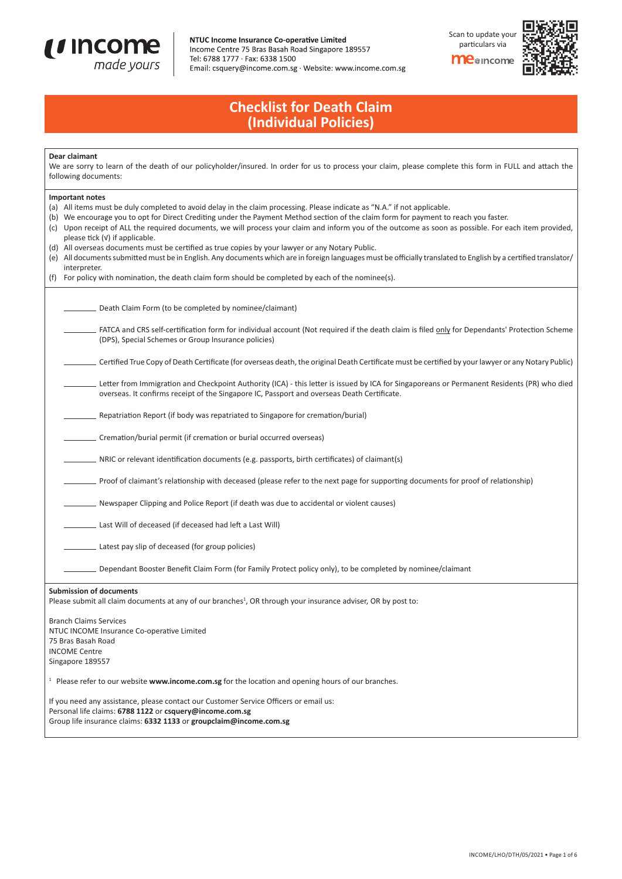NTUC Income Insurance Co-operative Limited
Income Centre 75 Bras Basah Road Singapore 189557
Tel: 6788 1777 · Fax: 6338 1500
Email: csquery@income.com.sg · Website: www.income.com.sg

Scan to update your particulars via me@income

# Checklist for Death Claim (Individual Policies)

**Dear claimant**

We are sorry to learn of the death of our policyholder/insured. In order for us to process your claim, please complete this form in FULL and attach the following documents:

**Important notes**

(a) All items must be duly completed to avoid delay in the claim processing. Please indicate as "N.A." if not applicable.
(b) We encourage you to opt for Direct Crediting under the Payment Method section of the claim form for payment to reach you faster.
(c) Upon receipt of ALL the required documents, we will process your claim and inform you of the outcome as soon as possible. For each item provided, please tick (√) if applicable.
(d) All overseas documents must be certified as true copies by your lawyer or any Notary Public.
(e) All documents submitted must be in English. Any documents which are in foreign languages must be officially translated to English by a certified translator/ interpreter.
(f) For policy with nomination, the death claim form should be completed by each of the nominee(s).

______ Death Claim Form (to be completed by nominee/claimant)

______ FATCA and CRS self-certification form for individual account (Not required if the death claim is filed only for Dependants' Protection Scheme (DPS), Special Schemes or Group Insurance policies)

______ Certified True Copy of Death Certificate (for overseas death, the original Death Certificate must be certified by your lawyer or any Notary Public)

______ Letter from Immigration and Checkpoint Authority (ICA) - this letter is issued by ICA for Singaporeans or Permanent Residents (PR) who died overseas. It confirms receipt of the Singapore IC, Passport and overseas Death Certificate.

______ Repatriation Report (if body was repatriated to Singapore for cremation/burial)

______ Cremation/burial permit (if cremation or burial occurred overseas)

______ NRIC or relevant identification documents (e.g. passports, birth certificates) of claimant(s)

______ Proof of claimant's relationship with deceased (please refer to the next page for supporting documents for proof of relationship)

______ Newspaper Clipping and Police Report (if death was due to accidental or violent causes)

______ Last Will of deceased (if deceased had left a Last Will)

______ Latest pay slip of deceased (for group policies)

______ Dependant Booster Benefit Claim Form (for Family Protect policy only), to be completed by nominee/claimant

**Submission of documents**

Please submit all claim documents at any of our branches[1], OR through your insurance adviser, OR by post to:

Branch Claims Services
NTUC INCOME Insurance Co-operative Limited
75 Bras Basah Road
INCOME Centre
Singapore 189557

[1] Please refer to our website **www.income.com.sg** for the location and opening hours of our branches.

If you need any assistance, please contact our Customer Service Officers or email us:
Personal life claims: **6788 1122** or **csquery@income.com.sg**
Group life insurance claims: **6332 1133** or **groupclaim@income.com.sg**

INCOME/LHO/DTH/05/2021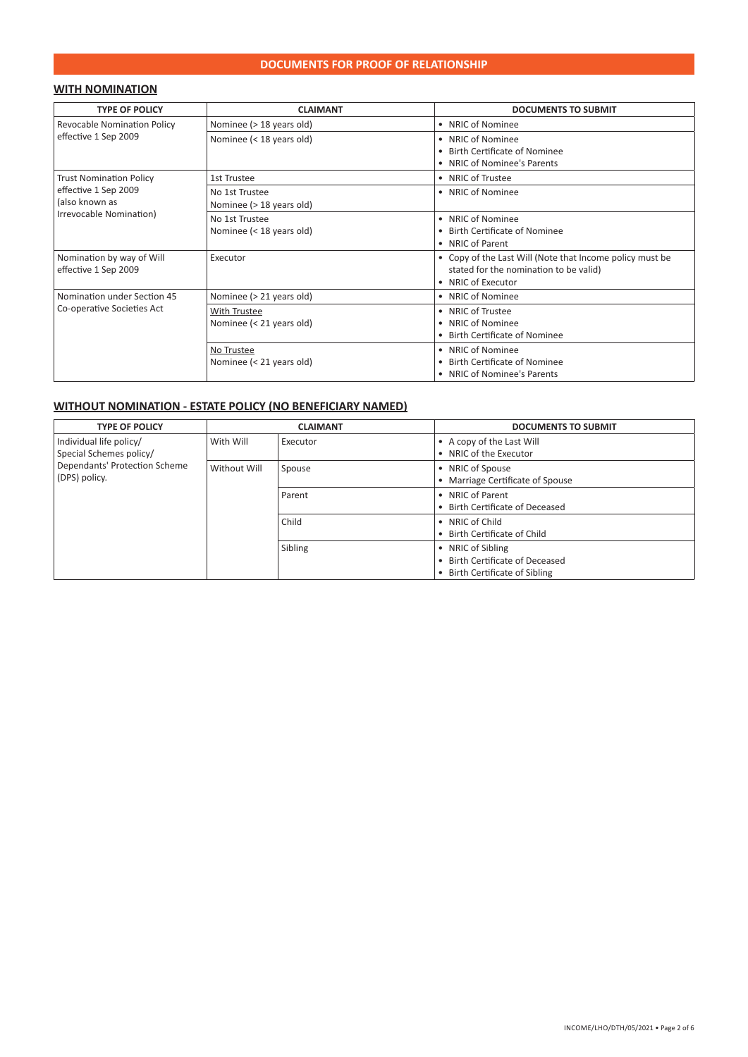## DOCUMENTS FOR PROOF OF RELATIONSHIP

### WITH NOMINATION

| TYPE OF POLICY | CLAIMANT | DOCUMENTS TO SUBMIT |
|---|---|---|
| Revocable Nomination Policy effective 1 Sep 2009 | Nominee (> 18 years old) | • NRIC of Nominee |
| | Nominee (< 18 years old) | • NRIC of Nominee<br>• Birth Certificate of Nominee<br>• NRIC of Nominee's Parents |
| Trust Nomination Policy effective 1 Sep 2009 (also known as Irrevocable Nomination) | 1st Trustee | • NRIC of Trustee |
| | No 1st Trustee<br>Nominee (> 18 years old) | • NRIC of Nominee |
| | No 1st Trustee<br>Nominee (< 18 years old) | • NRIC of Nominee<br>• Birth Certificate of Nominee<br>• NRIC of Parent |
| Nomination by way of Will effective 1 Sep 2009 | Executor | • Copy of the Last Will (Note that Income policy must be stated for the nomination to be valid)<br>• NRIC of Executor |
| Nomination under Section 45 Co-operative Societies Act | Nominee (> 21 years old) | • NRIC of Nominee |
| | With Trustee<br>Nominee (< 21 years old) | • NRIC of Trustee<br>• NRIC of Nominee<br>• Birth Certificate of Nominee |
| | No Trustee<br>Nominee (< 21 years old) | • NRIC of Nominee<br>• Birth Certificate of Nominee<br>• NRIC of Nominee's Parents |

### WITHOUT NOMINATION - ESTATE POLICY (NO BENEFICIARY NAMED)

| TYPE OF POLICY | CLAIMANT | | DOCUMENTS TO SUBMIT |
|---|---|---|---|
| Individual life policy/ Special Schemes policy/ Dependants' Protection Scheme (DPS) policy. | With Will | Executor | • A copy of the Last Will<br>• NRIC of the Executor |
| | Without Will | Spouse | • NRIC of Spouse<br>• Marriage Certificate of Spouse |
| | | Parent | • NRIC of Parent<br>• Birth Certificate of Deceased |
| | | Child | • NRIC of Child<br>• Birth Certificate of Child |
| | | Sibling | • NRIC of Sibling<br>• Birth Certificate of Deceased<br>• Birth Certificate of Sibling |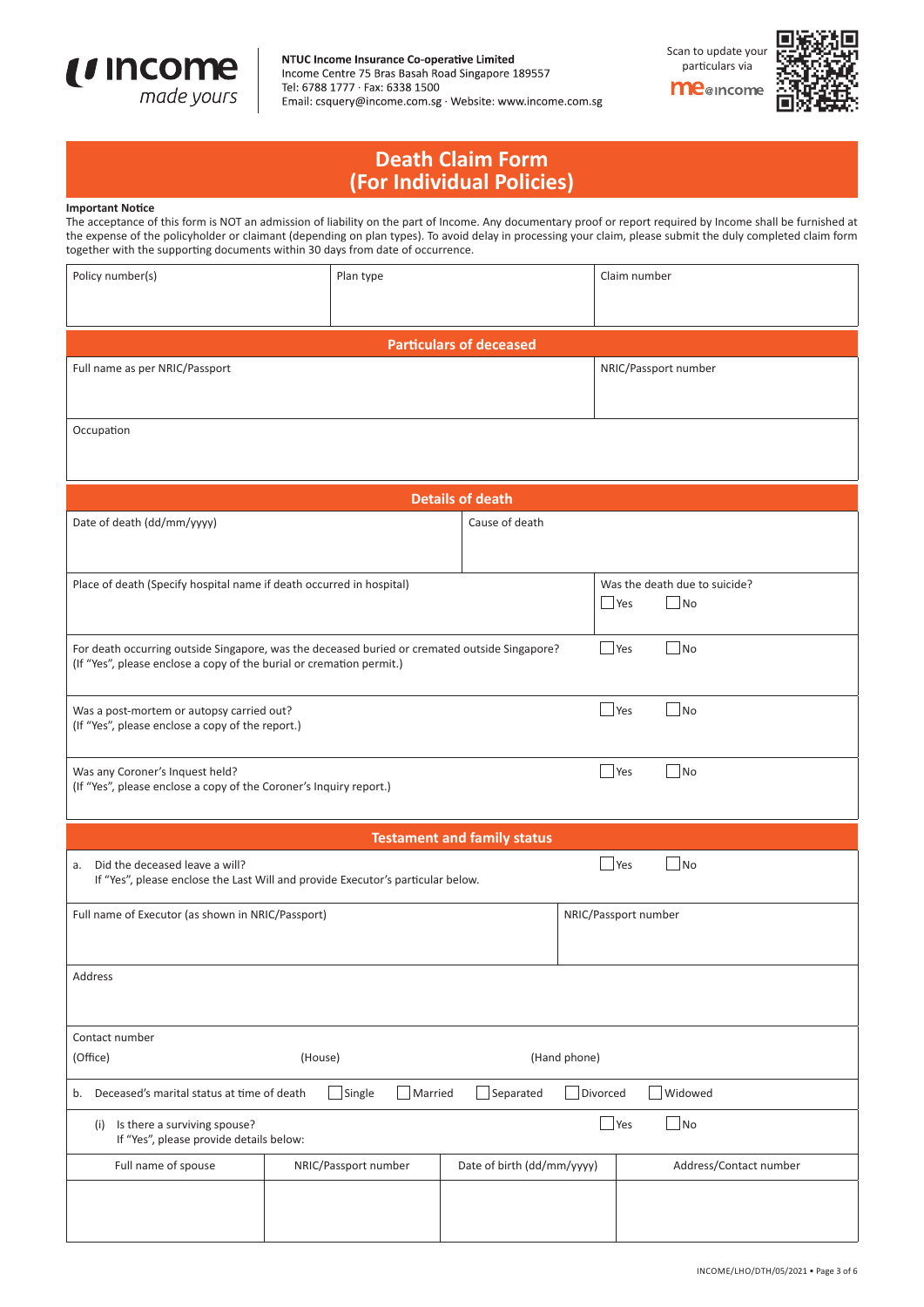**NTUC Income Insurance Co-operative Limited**
Income Centre 75 Bras Basah Road Singapore 189557
Tel: 6788 1777 · Fax: 6338 1500
Email: csquery@income.com.sg · Website: www.income.com.sg

Scan to update your particulars via me@income

# Death Claim Form (For Individual Policies)

**Important Notice**

The acceptance of this form is NOT an admission of liability on the part of Income. Any documentary proof or report required by Income shall be furnished at the expense of the policyholder or claimant (depending on plan types). To avoid delay in processing your claim, please submit the duly completed claim form together with the supporting documents within 30 days from date of occurrence.

| Policy number(s) | Plan type | Claim number |
|---|---|---|
| | | |

## Particulars of deceased

| Full name as per NRIC/Passport | NRIC/Passport number |
|---|---|
| | |

Occupation

## Details of death

| Date of death (dd/mm/yyyy) | Cause of death |
|---|---|
| | |

| Place of death (Specify hospital name if death occurred in hospital) | Was the death due to suicide? ☐ Yes ☐ No |
|---|---|
| | |

For death occurring outside Singapore, was the deceased buried or cremated outside Singapore? ☐ Yes ☐ No
(If "Yes", please enclose a copy of the burial or cremation permit.)

Was a post-mortem or autopsy carried out? ☐ Yes ☐ No
(If "Yes", please enclose a copy of the report.)

Was any Coroner's Inquest held? ☐ Yes ☐ No
(If "Yes", please enclose a copy of the Coroner's Inquiry report.)

## Testament and family status

a. Did the deceased leave a will? ☐ Yes ☐ No
If "Yes", please enclose the Last Will and provide Executor's particular below.

| Full name of Executor (as shown in NRIC/Passport) | NRIC/Passport number |
|---|---|
| | |

Address

Contact number
(Office) (House) (Hand phone)

b. Deceased's marital status at time of death ☐ Single ☐ Married ☐ Separated ☐ Divorced ☐ Widowed

(i) Is there a surviving spouse? ☐ Yes ☐ No
If "Yes", please provide details below:

| Full name of spouse | NRIC/Passport number | Date of birth (dd/mm/yyyy) | Address/Contact number |
|---|---|---|---|
| | | | |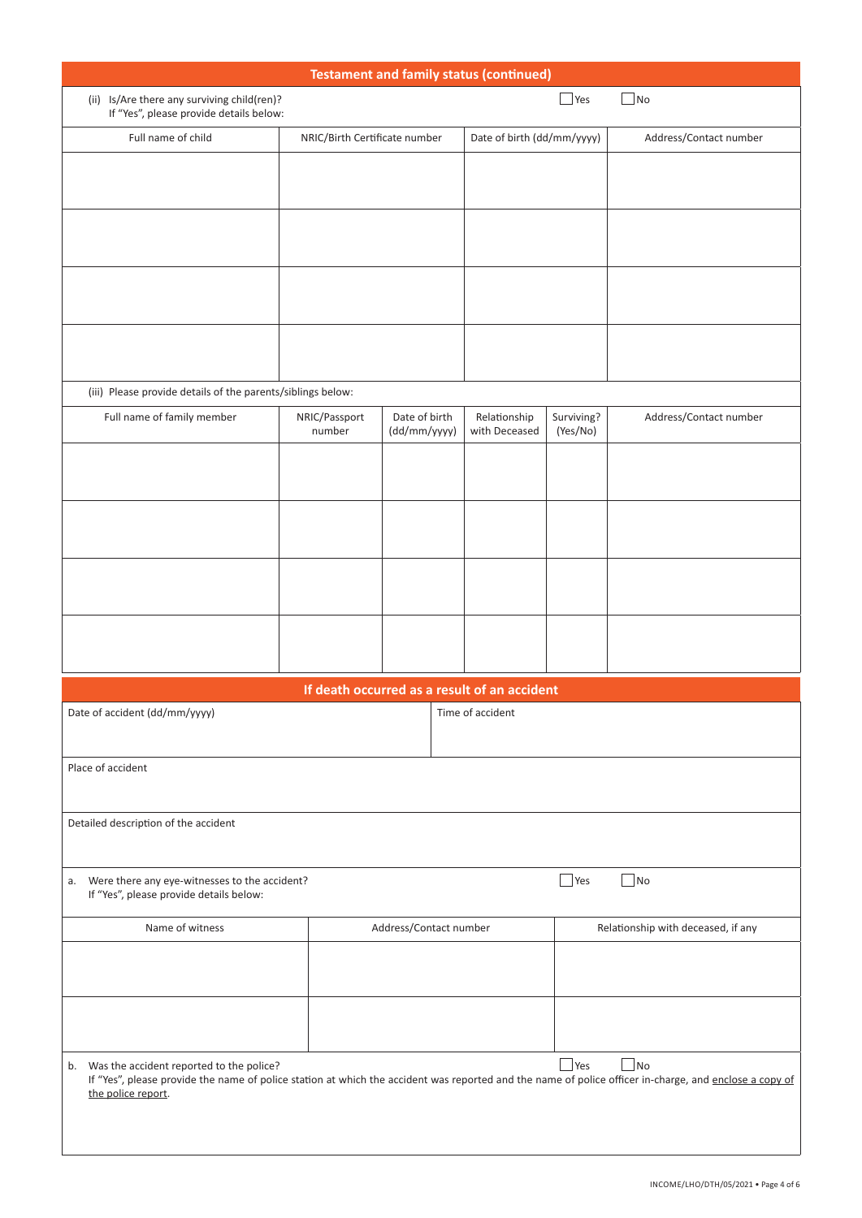## Testament and family status (continued)

(ii) Is/Are there any surviving child(ren)? ☐ Yes ☐ No
If "Yes", please provide details below:

| Full name of child | NRIC/Birth Certificate number | Date of birth (dd/mm/yyyy) | Address/Contact number |
|---|---|---|---|
| | | | |
| | | | |
| | | | |
| | | | |

(iii) Please provide details of the parents/siblings below:

| Full name of family member | NRIC/Passport number | Date of birth (dd/mm/yyyy) | Relationship with Deceased | Surviving? (Yes/No) | Address/Contact number |
|---|---|---|---|---|---|
| | | | | | |
| | | | | | |
| | | | | | |
| | | | | | |

## If death occurred as a result of an accident

| Date of accident (dd/mm/yyyy) | Time of accident |
|---|---|
| | |

Place of accident

Detailed description of the accident

a. Were there any eye-witnesses to the accident? ☐ Yes ☐ No
If "Yes", please provide details below:

| Name of witness | Address/Contact number | Relationship with deceased, if any |
|---|---|---|
| | | |
| | | |

b. Was the accident reported to the police? ☐ Yes ☐ No
If "Yes", please provide the name of police station at which the accident was reported and the name of police officer in-charge, and enclose a copy of the police report.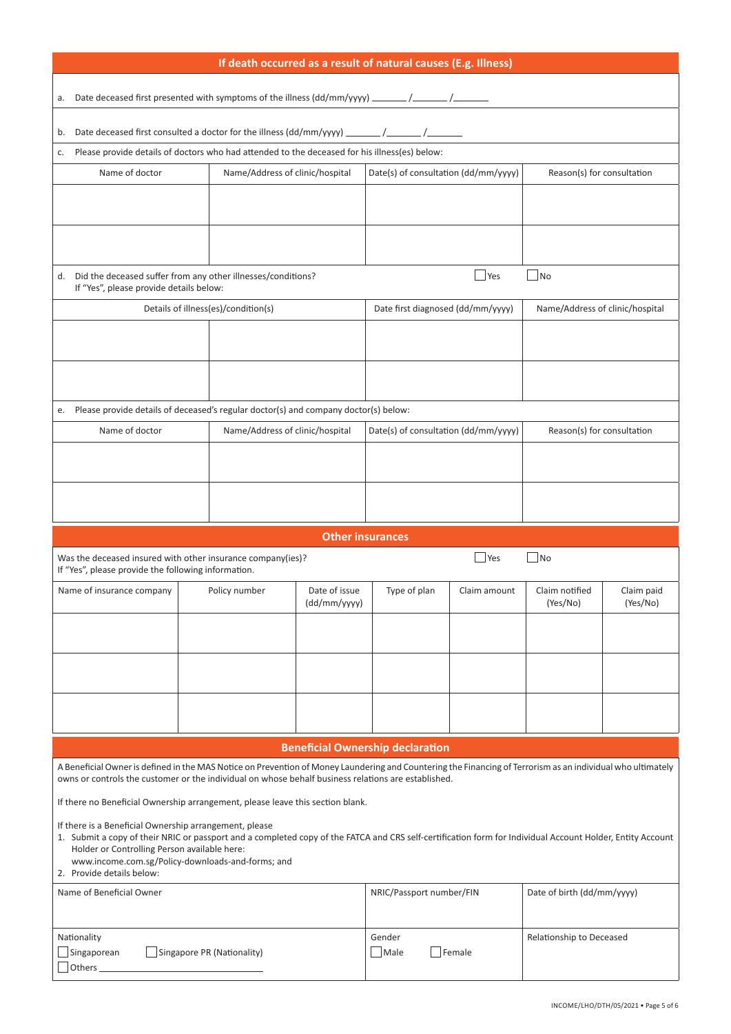## If death occurred as a result of natural causes (E.g. Illness)

a. Date deceased first presented with symptoms of the illness (dd/mm/yyyy) _______ /_______ /_______

b. Date deceased first consulted a doctor for the illness (dd/mm/yyyy) _______ /_______ /_______

c. Please provide details of doctors who had attended to the deceased for his illness(es) below:

| Name of doctor | Name/Address of clinic/hospital | Date(s) of consultation (dd/mm/yyyy) | Reason(s) for consultation |
|---|---|---|---|
| | | | |
| | | | |

d. Did the deceased suffer from any other illnesses/conditions? ☐ Yes ☐ No
If "Yes", please provide details below:

| Details of illness(es)/condition(s) | | Date first diagnosed (dd/mm/yyyy) | Name/Address of clinic/hospital |
|---|---|---|---|
| | | | |
| | | | |

e. Please provide details of deceased's regular doctor(s) and company doctor(s) below:

| Name of doctor | Name/Address of clinic/hospital | Date(s) of consultation (dd/mm/yyyy) | Reason(s) for consultation |
|---|---|---|---|
| | | | |
| | | | |

## Other insurances

Was the deceased insured with other insurance company(ies)? ☐ Yes ☐ No
If "Yes", please provide the following information.

| Name of insurance company | Policy number | Date of issue (dd/mm/yyyy) | Type of plan | Claim amount | Claim notified (Yes/No) | Claim paid (Yes/No) |
|---|---|---|---|---|---|---|
| | | | | | | |
| | | | | | | |
| | | | | | | |

## Beneficial Ownership declaration

A Beneficial Owner is defined in the MAS Notice on Prevention of Money Laundering and Countering the Financing of Terrorism as an individual who ultimately owns or controls the customer or the individual on whose behalf business relations are established.

If there no Beneficial Ownership arrangement, please leave this section blank.

If there is a Beneficial Ownership arrangement, please
1. Submit a copy of their NRIC or passport and a completed copy of the FATCA and CRS self-certification form for Individual Account Holder, Entity Account Holder or Controlling Person available here:
   www.income.com.sg/Policy-downloads-and-forms; and
2. Provide details below:

| Name of Beneficial Owner | NRIC/Passport number/FIN | Date of birth (dd/mm/yyyy) |
|---|---|---|
| Nationality<br>☐ Singaporean ☐ Singapore PR (Nationality)<br>☐ Others ______________________ | Gender<br>☐ Male ☐ Female | Relationship to Deceased |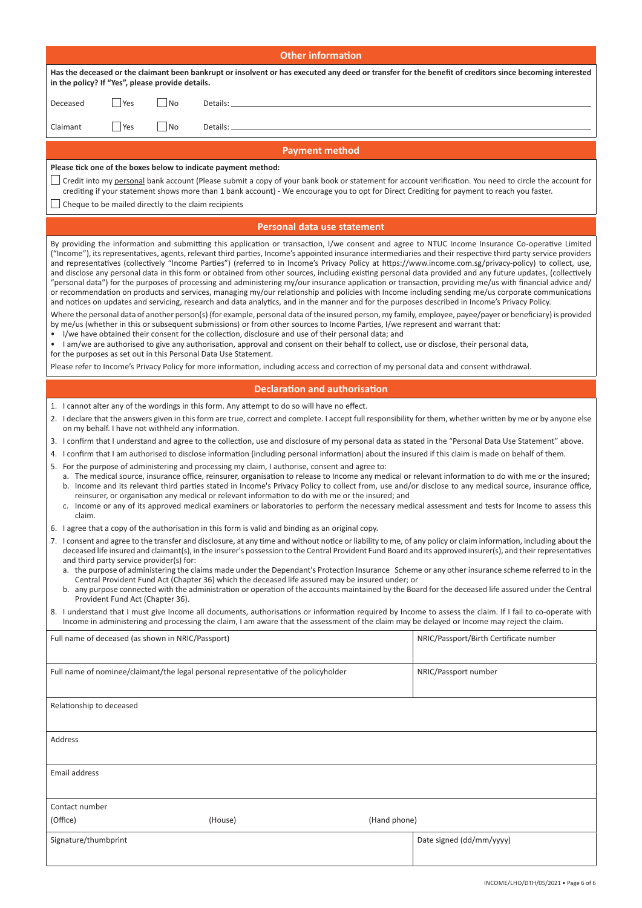## Other information

**Has the deceased or the claimant been bankrupt or insolvent or has executed any deed or transfer for the benefit of creditors since becoming interested in the policy? If "Yes", please provide details.**

| | | | |
|---|---|---|---|
| Deceased | ☐ Yes | ☐ No | Details: |
| Claimant | ☐ Yes | ☐ No | Details: |

## Payment method

**Please tick one of the boxes below to indicate payment method:**

☐ Credit into my personal bank account (Please submit a copy of your bank book or statement for account verification. You need to circle the account for crediting if your statement shows more than 1 bank account) - We encourage you to opt for Direct Crediting for payment to reach you faster.

☐ Cheque to be mailed directly to the claim recipients

## Personal data use statement

By providing the information and submitting this application or transaction, I/we consent and agree to NTUC Income Insurance Co-operative Limited ("Income"), its representatives, agents, relevant third parties, Income's appointed insurance intermediaries and their respective third party service providers and representatives (collectively "Income Parties") (referred to in Income's Privacy Policy at https://www.income.com.sg/privacy-policy) to collect, use, and disclose any personal data in this form or obtained from other sources, including existing personal data provided and any future updates, (collectively "personal data") for the purposes of processing and administering my/our insurance application or transaction, providing me/us with financial advice and/or recommendation on products and services, managing my/our relationship and policies with Income including sending me/us corporate communications and notices on updates and servicing, research and data analytics, and in the manner and for the purposes described in Income's Privacy Policy.

Where the personal data of another person(s) (for example, personal data of the insured person, my family, employee, payee/payer or beneficiary) is provided by me/us (whether in this or subsequent submissions) or from other sources to Income Parties, I/we represent and warrant that:

- I/we have obtained their consent for the collection, disclosure and use of their personal data; and
- I am/we are authorised to give any authorisation, approval and consent on their behalf to collect, use or disclose, their personal data,

for the purposes as set out in this Personal Data Use Statement.

Please refer to Income's Privacy Policy for more information, including access and correction of my personal data and consent withdrawal.

## Declaration and authorisation

1. I cannot alter any of the wordings in this form. Any attempt to do so will have no effect.
2. I declare that the answers given in this form are true, correct and complete. I accept full responsibility for them, whether written by me or by anyone else on my behalf. I have not withheld any information.
3. I confirm that I understand and agree to the collection, use and disclosure of my personal data as stated in the "Personal Data Use Statement" above.
4. I confirm that I am authorised to disclose information (including personal information) about the insured if this claim is made on behalf of them.
5. For the purpose of administering and processing my claim, I authorise, consent and agree to:
   a. The medical source, insurance office, reinsurer, organisation to release to Income any medical or relevant information to do with me or the insured;
   b. Income and its relevant third parties stated in Income's Privacy Policy to collect from, use and/or disclose to any medical source, insurance office, reinsurer, or organisation any medical or relevant information to do with me or the insured; and
   c. Income or any of its approved medical examiners or laboratories to perform the necessary medical assessment and tests for Income to assess this claim.
6. I agree that a copy of the authorisation in this form is valid and binding as an original copy.
7. I consent and agree to the transfer and disclosure, at any time and without notice or liability to me, of any policy or claim information, including about the deceased life insured and claimant(s), in the insurer's possession to the Central Provident Fund Board and its approved insurer(s), and their representatives and third party service provider(s) for:
   a. the purpose of administering the claims made under the Dependant's Protection Insurance Scheme or any other insurance scheme referred to in the Central Provident Fund Act (Chapter 36) which the deceased life assured may be insured under; or
   b. any purpose connected with the administration or operation of the accounts maintained by the Board for the deceased life assured under the Central Provident Fund Act (Chapter 36).
8. I understand that I must give Income all documents, authorisations or information required by Income to assess the claim. If I fail to co-operate with Income in administering and processing the claim, I am aware that the assessment of the claim may be delayed or Income may reject the claim.

| | | |
|---|---|---|
| Full name of deceased (as shown in NRIC/Passport) | | NRIC/Passport/Birth Certificate number |
| Full name of nominee/claimant/the legal personal representative of the policyholder | | NRIC/Passport number |
| Relationship to deceased | | |
| Address | | |
| Email address | | |
| Contact number<br>(Office) | (House) | (Hand phone) |
| Signature/thumbprint | | Date signed (dd/mm/yyyy) |

INCOME/LHO/DTH/05/2021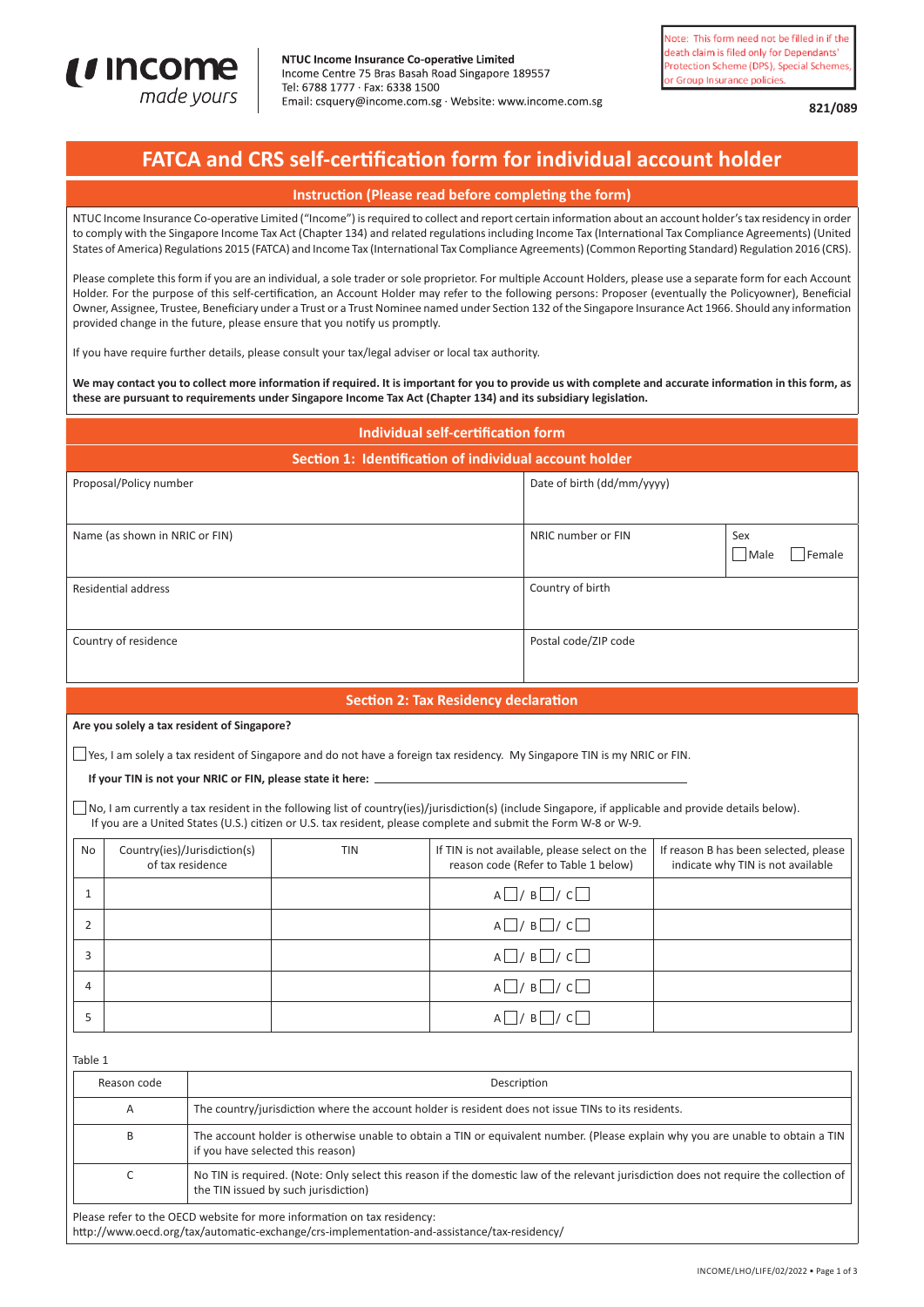NTUC Income Insurance Co-operative Limited
Income Centre 75 Bras Basah Road Singapore 189557
Tel: 6788 1777 · Fax: 6338 1500
Email: csquery@income.com.sg · Website: www.income.com.sg

Note: This form need not be filled in if the death claim is filed only for Dependants' Protection Scheme (DPS), Special Schemes, or Group Insurance policies.

821/089

# FATCA and CRS self-certification form for individual account holder

## Instruction (Please read before completing the form)

NTUC Income Insurance Co-operative Limited ("Income") is required to collect and report certain information about an account holder's tax residency in order to comply with the Singapore Income Tax Act (Chapter 134) and related regulations including Income Tax (International Tax Compliance Agreements) (United States of America) Regulations 2015 (FATCA) and Income Tax (International Tax Compliance Agreements) (Common Reporting Standard) Regulation 2016 (CRS).

Please complete this form if you are an individual, a sole trader or sole proprietor. For multiple Account Holders, please use a separate form for each Account Holder. For the purpose of this self-certification, an Account Holder may refer to the following persons: Proposer (eventually the Policyowner), Beneficial Owner, Assignee, Trustee, Beneficiary under a Trust or a Trust Nominee named under Section 132 of the Singapore Insurance Act 1966. Should any information provided change in the future, please ensure that you notify us promptly.

If you have require further details, please consult your tax/legal adviser or local tax authority.

**We may contact you to collect more information if required. It is important for you to provide us with complete and accurate information in this form, as these are pursuant to requirements under Singapore Income Tax Act (Chapter 134) and its subsidiary legislation.**

## Individual self-certification form

### Section 1: Identification of individual account holder

| Proposal/Policy number | Date of birth (dd/mm/yyyy) | |
|---|---|---|
| Name (as shown in NRIC or FIN) | NRIC number or FIN | Sex ☐ Male ☐ Female |
| Residential address | Country of birth | |
| Country of residence | Postal code/ZIP code | |

### Section 2: Tax Residency declaration

**Are you solely a tax resident of Singapore?**

☐ Yes, I am solely a tax resident of Singapore and do not have a foreign tax residency. My Singapore TIN is my NRIC or FIN.

**If your TIN is not your NRIC or FIN, please state it here:** ____________________

☐ No, I am currently a tax resident in the following list of country(ies)/jurisdiction(s) (include Singapore, if applicable and provide details below). If you are a United States (U.S.) citizen or U.S. tax resident, please complete and submit the Form W-8 or W-9.

| No | Country(ies)/Jurisdiction(s) of tax residence | TIN | If TIN is not available, please select on the reason code (Refer to Table 1 below) | If reason B has been selected, please indicate why TIN is not available |
|---|---|---|---|---|
| 1 | | | A ☐ / B ☐ / C ☐ | |
| 2 | | | A ☐ / B ☐ / C ☐ | |
| 3 | | | A ☐ / B ☐ / C ☐ | |
| 4 | | | A ☐ / B ☐ / C ☐ | |
| 5 | | | A ☐ / B ☐ / C ☐ | |

Table 1

| Reason code | Description |
|---|---|
| A | The country/jurisdiction where the account holder is resident does not issue TINs to its residents. |
| B | The account holder is otherwise unable to obtain a TIN or equivalent number. (Please explain why you are unable to obtain a TIN if you have selected this reason) |
| C | No TIN is required. (Note: Only select this reason if the domestic law of the relevant jurisdiction does not require the collection of the TIN issued by such jurisdiction) |

Please refer to the OECD website for more information on tax residency:
http://www.oecd.org/tax/automatic-exchange/crs-implementation-and-assistance/tax-residency/

INCOME/LHO/LIFE/02/2022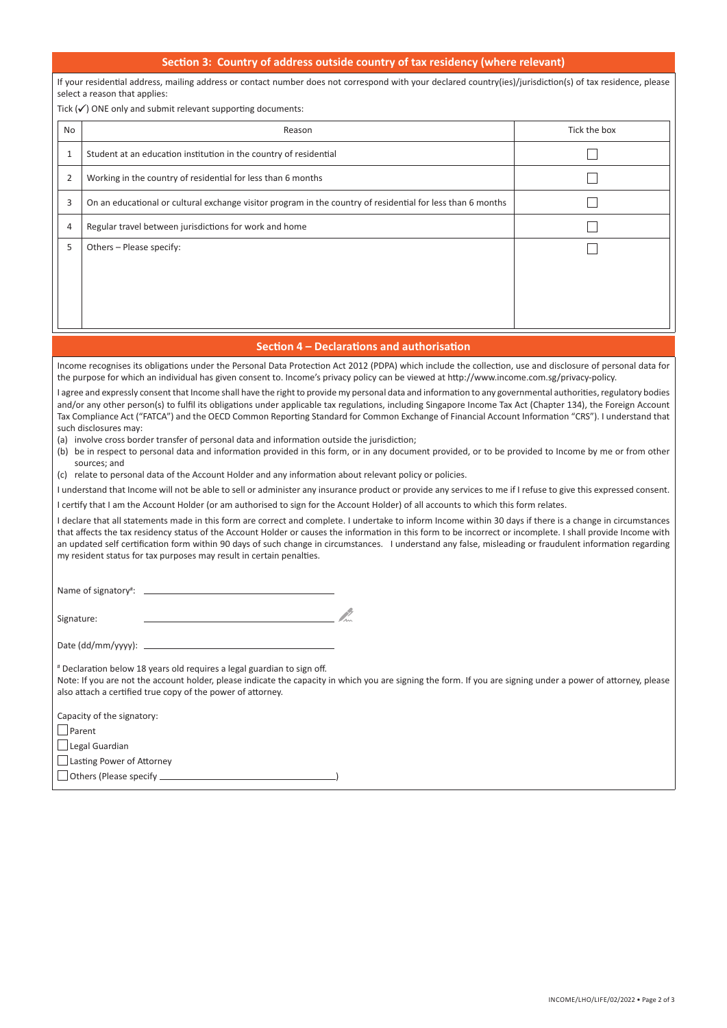## Section 3: Country of address outside country of tax residency (where relevant)

If your residential address, mailing address or contact number does not correspond with your declared country(ies)/jurisdiction(s) of tax residence, please select a reason that applies:

Tick (✓) ONE only and submit relevant supporting documents:

| No | Reason | Tick the box |
|---|---|---|
| 1 | Student at an education institution in the country of residential | ☐ |
| 2 | Working in the country of residential for less than 6 months | ☐ |
| 3 | On an educational or cultural exchange visitor program in the country of residential for less than 6 months | ☐ |
| 4 | Regular travel between jurisdictions for work and home | ☐ |
| 5 | Others – Please specify: | ☐ |

## Section 4 – Declarations and authorisation

Income recognises its obligations under the Personal Data Protection Act 2012 (PDPA) which include the collection, use and disclosure of personal data for the purpose for which an individual has given consent to. Income's privacy policy can be viewed at http://www.income.com.sg/privacy-policy.

I agree and expressly consent that Income shall have the right to provide my personal data and information to any governmental authorities, regulatory bodies and/or any other person(s) to fulfil its obligations under applicable tax regulations, including Singapore Income Tax Act (Chapter 134), the Foreign Account Tax Compliance Act ("FATCA") and the OECD Common Reporting Standard for Common Exchange of Financial Account Information "CRS"). I understand that such disclosures may:

(a) involve cross border transfer of personal data and information outside the jurisdiction;
(b) be in respect to personal data and information provided in this form, or in any document provided, or to be provided to Income by me or from other sources; and
(c) relate to personal data of the Account Holder and any information about relevant policy or policies.

I understand that Income will not be able to sell or administer any insurance product or provide any services to me if I refuse to give this expressed consent.

I certify that I am the Account Holder (or am authorised to sign for the Account Holder) of all accounts to which this form relates.

I declare that all statements made in this form are correct and complete. I undertake to inform Income within 30 days if there is a change in circumstances that affects the tax residency status of the Account Holder or causes the information in this form to be incorrect or incomplete. I shall provide Income with an updated self certification form within 90 days of such change in circumstances. I understand any false, misleading or fraudulent information regarding my resident status for tax purposes may result in certain penalties.

Name of signatory#: ______________________

Signature: ______________________

Date (dd/mm/yyyy): ______________________

# Declaration below 18 years old requires a legal guardian to sign off.
Note: If you are not the account holder, please indicate the capacity in which you are signing the form. If you are signing under a power of attorney, please also attach a certified true copy of the power of attorney.

Capacity of the signatory:

☐ Parent
☐ Legal Guardian
☐ Lasting Power of Attorney
☐ Others (Please specify ______________________)

INCOME/LHO/LIFE/02/2022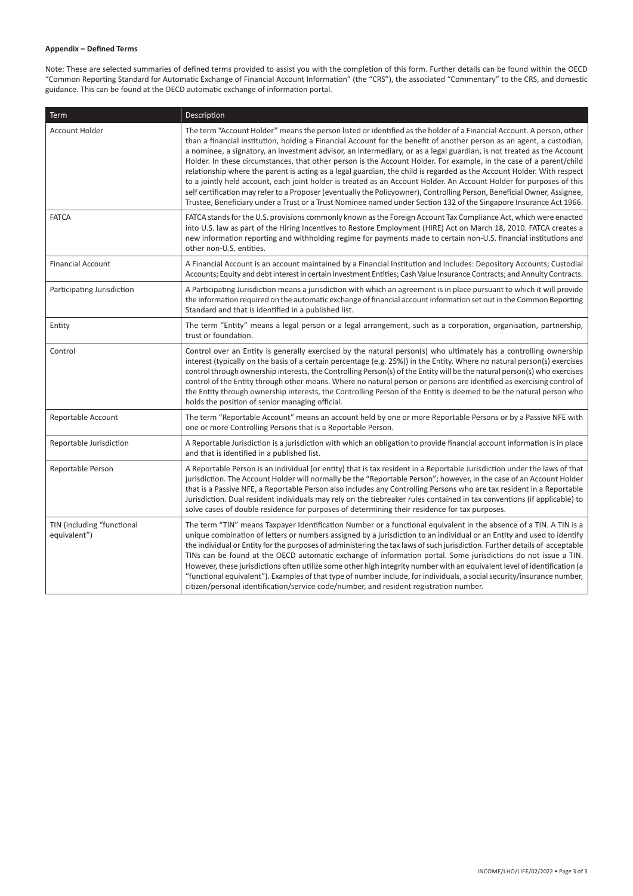**Appendix – Defined Terms**

Note: These are selected summaries of defined terms provided to assist you with the completion of this form. Further details can be found within the OECD "Common Reporting Standard for Automatic Exchange of Financial Account Information" (the "CRS"), the associated "Commentary" to the CRS, and domestic guidance. This can be found at the OECD automatic exchange of information portal.

| Term | Description |
|---|---|
| Account Holder | The term "Account Holder" means the person listed or identified as the holder of a Financial Account. A person, other than a financial institution, holding a Financial Account for the benefit of another person as an agent, a custodian, a nominee, a signatory, an investment advisor, an intermediary, or as a legal guardian, is not treated as the Account Holder. In these circumstances, that other person is the Account Holder. For example, in the case of a parent/child relationship where the parent is acting as a legal guardian, the child is regarded as the Account Holder. With respect to a jointly held account, each joint holder is treated as an Account Holder. An Account Holder for purposes of this self certification may refer to a Proposer (eventually the Policyowner), Controlling Person, Beneficial Owner, Assignee, Trustee, Beneficiary under a Trust or a Trust Nominee named under Section 132 of the Singapore Insurance Act 1966. |
| FATCA | FATCA stands for the U.S. provisions commonly known as the Foreign Account Tax Compliance Act, which were enacted into U.S. law as part of the Hiring Incentives to Restore Employment (HIRE) Act on March 18, 2010. FATCA creates a new information reporting and withholding regime for payments made to certain non-U.S. financial institutions and other non-U.S. entities. |
| Financial Account | A Financial Account is an account maintained by a Financial Institution and includes: Depository Accounts; Custodial Accounts; Equity and debt interest in certain Investment Entities; Cash Value Insurance Contracts; and Annuity Contracts. |
| Participating Jurisdiction | A Participating Jurisdiction means a jurisdiction with which an agreement is in place pursuant to which it will provide the information required on the automatic exchange of financial account information set out in the Common Reporting Standard and that is identified in a published list. |
| Entity | The term "Entity" means a legal person or a legal arrangement, such as a corporation, organisation, partnership, trust or foundation. |
| Control | Control over an Entity is generally exercised by the natural person(s) who ultimately has a controlling ownership interest (typically on the basis of a certain percentage (e.g. 25%)) in the Entity. Where no natural person(s) exercises control through ownership interests, the Controlling Person(s) of the Entity will be the natural person(s) who exercises control of the Entity through other means. Where no natural person or persons are identified as exercising control of the Entity through ownership interests, the Controlling Person of the Entity is deemed to be the natural person who holds the position of senior managing official. |
| Reportable Account | The term "Reportable Account" means an account held by one or more Reportable Persons or by a Passive NFE with one or more Controlling Persons that is a Reportable Person. |
| Reportable Jurisdiction | A Reportable Jurisdiction is a jurisdiction with which an obligation to provide financial account information is in place and that is identified in a published list. |
| Reportable Person | A Reportable Person is an individual (or entity) that is tax resident in a Reportable Jurisdiction under the laws of that jurisdiction. The Account Holder will normally be the "Reportable Person"; however, in the case of an Account Holder that is a Passive NFE, a Reportable Person also includes any Controlling Persons who are tax resident in a Reportable Jurisdiction. Dual resident individuals may rely on the tiebreaker rules contained in tax conventions (if applicable) to solve cases of double residence for purposes of determining their residence for tax purposes. |
| TIN (including "functional equivalent") | The term "TIN" means Taxpayer Identification Number or a functional equivalent in the absence of a TIN. A TIN is a unique combination of letters or numbers assigned by a jurisdiction to an individual or an Entity and used to identify the individual or Entity for the purposes of administering the tax laws of such jurisdiction. Further details of acceptable TINs can be found at the OECD automatic exchange of information portal. Some jurisdictions do not issue a TIN. However, these jurisdictions often utilize some other high integrity number with an equivalent level of identification (a "functional equivalent"). Examples of that type of number include, for individuals, a social security/insurance number, citizen/personal identification/service code/number, and resident registration number. |

INCOME/LHO/LIFE/02/2022